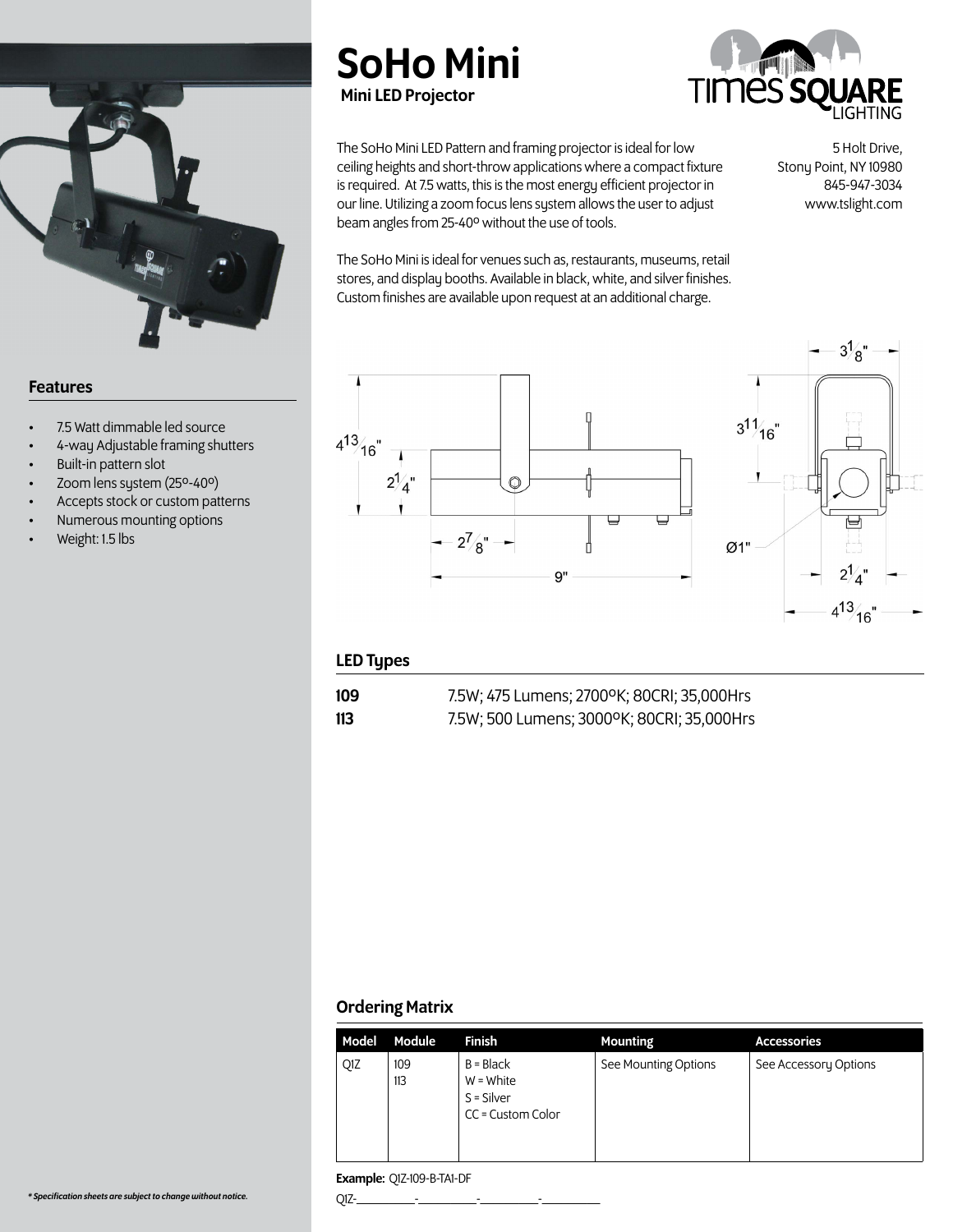# SoHo Mini

**Mini LED Projector**

TIMES SQUARE LIGHTING

The SoHo Mini LED Pattern and framing projector is ideal for low ceiling heights and short-throw applications where a compact fixture is required. At 7.5 watts, this is the most energy efficient projector in our line. Utilizing a zoom focus lens system allows the user to adjust beam angles from 25-40º without the use of tools.

The SoHo Mini is ideal for venues such as, restaurants, museums, retail stores, and display booths. Available in black, white, and silver finishes. Custom finishes are available upon request at an additional charge.

5 Holt Drive,
Stony Point, NY 10980
845-947-3034
www.tslight.com

## Features

- 7.5 Watt dimmable led source
- 4-way Adjustable framing shutters
- Built-in pattern slot
- Zoom lens system (25º-40º)
- Accepts stock or custom patterns
- Numerous mounting options
- Weight: 1.5 lbs

4 13/16"
2 1/4"
2 7/8"
9"
3 1/8"
3 11/16"
Ø1"
2 1/4"
4 13/16"

## LED Types

| | |
|---|---|
| **109** | 7.5W; 475 Lumens; 2700ºK; 80CRI; 35,000Hrs |
| **113** | 7.5W; 500 Lumens; 3000ºK; 80CRI; 35,000Hrs |

## Ordering Matrix

| Model | Module | Finish | Mounting | Accessories |
|---|---|---|---|---|
| Q1Z | 109<br>113 | B = Black<br>W = White<br>S = Silver<br>CC = Custom Color | See Mounting Options | See Accessory Options |

**Example:** Q1Z-109-B-TA1-DF

Q1Z-\_\_\_\_\_\_\_\_\_\_-\_\_\_\_\_\_\_\_\_\_-\_\_\_\_\_\_\_\_\_\_-\_\_\_\_\_\_\_\_\_\_

*\* Specification sheets are subject to change without notice.*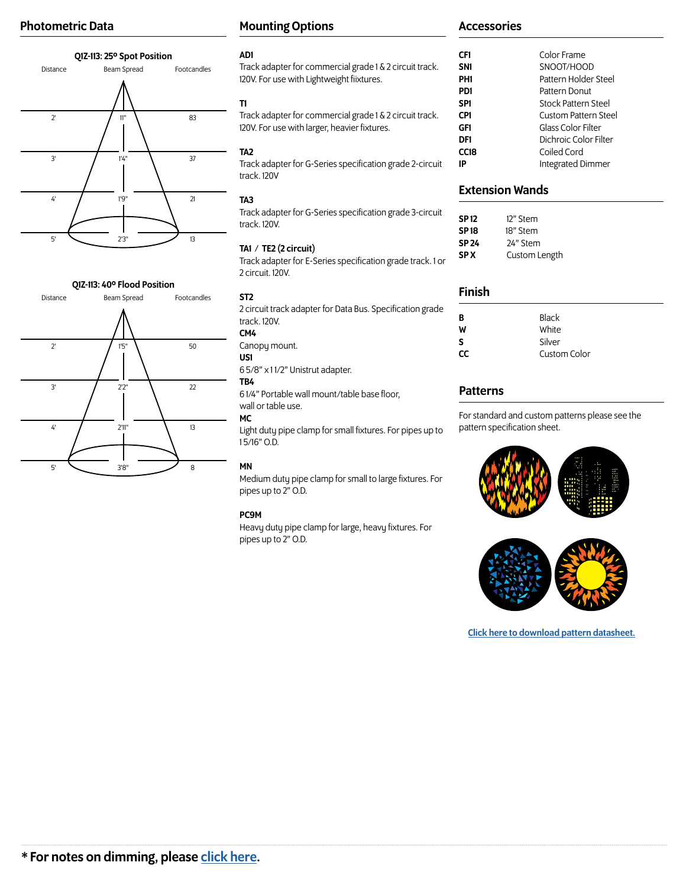## Photometric Data

**Q1Z-113: 25° Spot Position**

Distance Beam Spread Footcandles

2' 11" 83

3' 1'4" 37

4' 1'9" 21

5' 2'3" 13

**Q1Z-113: 40° Flood Position**

Distance Beam Spread Footcandles

2' 1'5" 50

3' 2'2" 22

4' 2'11" 13

5' 3'8" 8

## Mounting Options

**AD1**
Track adapter for commercial grade 1 & 2 circuit track. 120V. For use with Lightweight fiixtures.

**T1**
Track adapter for commercial grade 1 & 2 circuit track. 120V. For use with larger, heavier fixtures.

**TA2**
Track adapter for G-Series specification grade 2-circuit track. 120V

**TA3**
Track adapter for G-Series specification grade 3-circuit track. 120V.

**TA1 / TE2 (2 circuit)**
Track adapter for E-Series specification grade track. 1 or 2 circuit. 120V.

**ST2**
2 circuit track adapter for Data Bus. Specification grade track. 120V.

**CM4**
Canopy mount.

**US1**
6 5/8" x 1 1/2" Unistrut adapter.

**TB4**
6 1/4" Portable wall mount/table base floor, wall or table use.

**MC**
Light duty pipe clamp for small fixtures. For pipes up to 1 5/16" O.D.

**MN**
Medium duty pipe clamp for small to large fixtures. For pipes up to 2" O.D.

**PC9M**
Heavy duty pipe clamp for large, heavy fixtures. For pipes up to 2" O.D.

## Accessories

| | |
|---|---|
| **CF1** | Color Frame |
| **SN1** | SNOOT/HOOD |
| **PH1** | Pattern Holder Steel |
| **PD1** | Pattern Donut |
| **SP1** | Stock Pattern Steel |
| **CP1** | Custom Pattern Steel |
| **GF1** | Glass Color Filter |
| **DF1** | Dichroic Color Filter |
| **CC18** | Coiled Cord |
| **IP** | Integrated Dimmer |

## Extension Wands

| | |
|---|---|
| **SP 12** | 12" Stem |
| **SP 18** | 18" Stem |
| **SP 24** | 24" Stem |
| **SP X** | Custom Length |

## Finish

| | |
|---|---|
| **B** | Black |
| **W** | White |
| **S** | Silver |
| **CC** | Custom Color |

## Patterns

For standard and custom patterns please see the pattern specification sheet.

Click here to download pattern datasheet.

**\* For notes on dimming, please click here.**